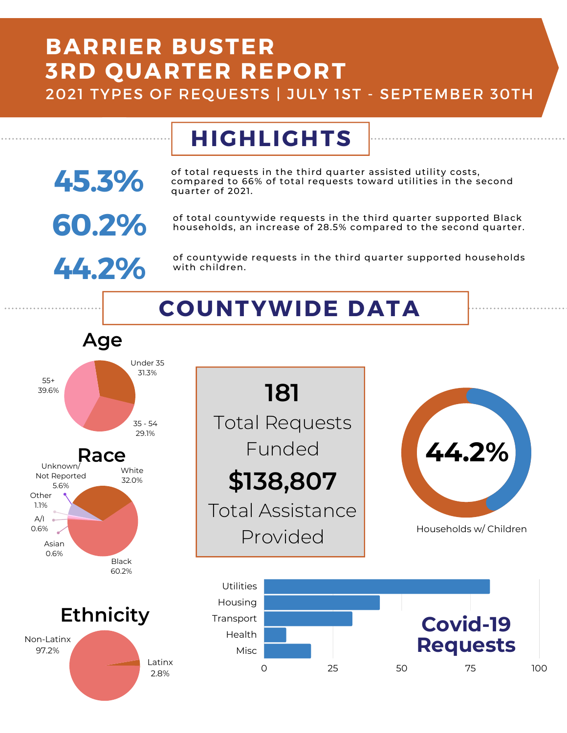# BARRIER BUSTER 3RD QUARTER REPORT

## 2021 TYPES OF REQUESTS | JULY 1ST - SEPTEMBER 30TH

## HIGHLIGHTS

**45.3%** of total requests in the third quarter assisted utility costs, compared to 66% of total requests toward utilities in the second quarter of 2021.

**60.2%** of total countywide requests in the third quarter supported Black households, an increase of 28.5% compared to the second quarter.

**44.2%** of countywide requests in the third quarter supported households with children.

## COUNTYWIDE DATA

### Age

- Under 35: 31.3%
- 35 - 54: 29.1%
- 55+: 39.6%

### Race

- White: 32.0%
- Black: 60.2%
- Asian: 0.6%
- A/I: 0.6%
- Other: 1.1%
- Unknown/Not Reported: 5.6%

### Ethnicity

- Non-Latinx: 97.2%
- Latinx: 2.8%

**181**
Total Requests Funded

**$138,807**
Total Assistance Provided

**44.2%**
Households w/ Children

### Covid-19 Requests

- Utilities
- Housing
- Transport
- Health
- Misc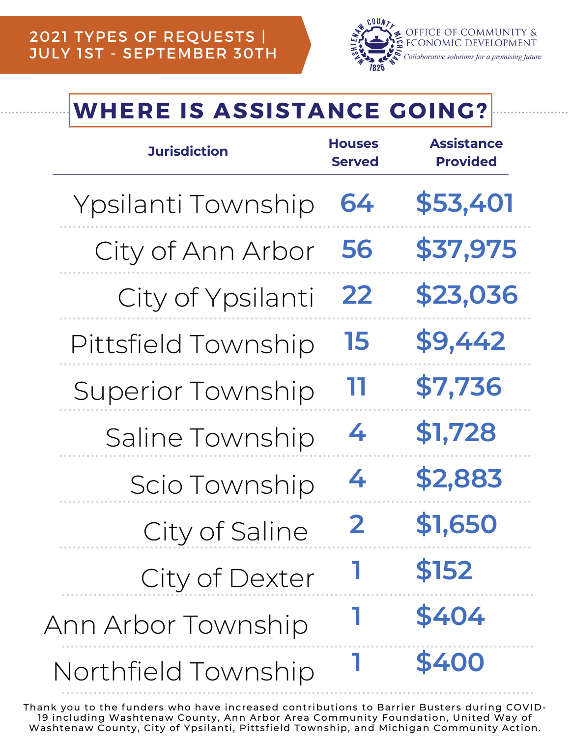2021 TYPES OF REQUESTS | JULY 1ST - SEPTEMBER 30TH

OFFICE OF COMMUNITY & ECONOMIC DEVELOPMENT

*Collaborative solutions for a promising future*

# WHERE IS ASSISTANCE GOING?

| Jurisdiction | Houses Served | Assistance Provided |
|---|---|---|
| Ypsilanti Township | 64 | $53,401 |
| City of Ann Arbor | 56 | $37,975 |
| City of Ypsilanti | 22 | $23,036 |
| Pittsfield Township | 15 | $9,442 |
| Superior Township | 11 | $7,736 |
| Saline Township | 4 | $1,728 |
| Scio Township | 4 | $2,883 |
| City of Saline | 2 | $1,650 |
| City of Dexter | 1 | $152 |
| Ann Arbor Township | 1 | $404 |
| Northfield Township | 1 | $400 |

Thank you to the funders who have increased contributions to Barrier Busters during COVID-19 including Washtenaw County, Ann Arbor Area Community Foundation, United Way of Washtenaw County, City of Ypsilanti, Pittsfield Township, and Michigan Community Action.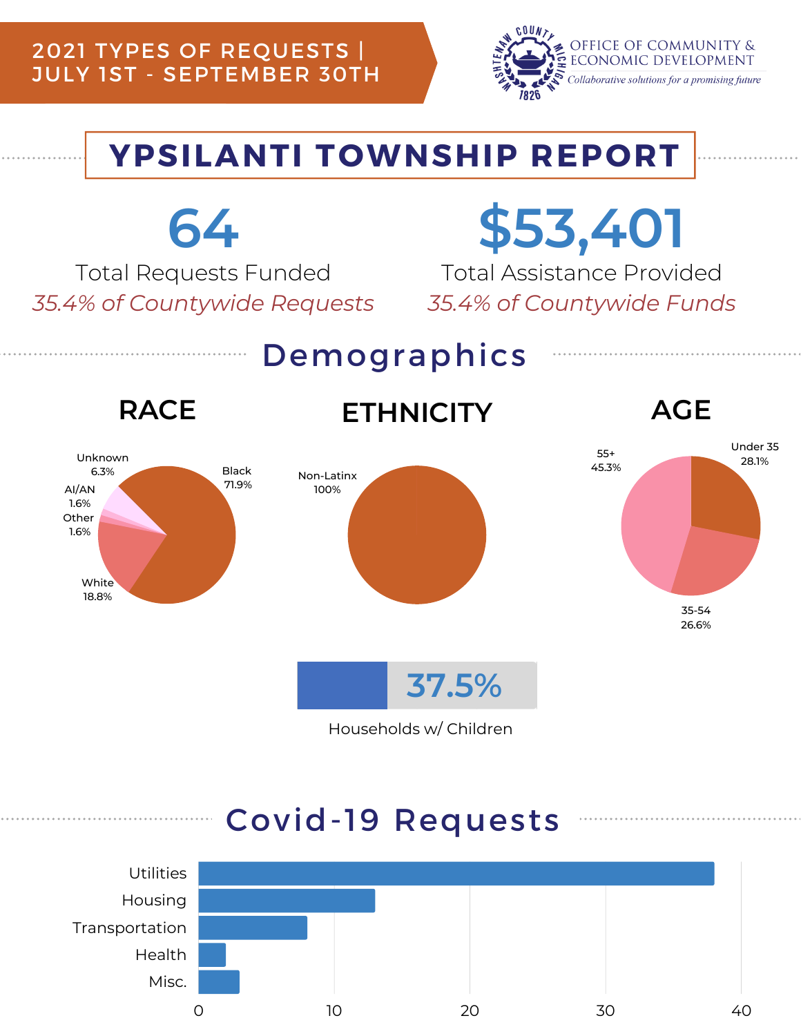# 2021 TYPES OF REQUESTS | JULY 1ST - SEPTEMBER 30TH

OFFICE OF COMMUNITY & ECONOMIC DEVELOPMENT
*Collaborative solutions for a promising future*

## YPSILANTI TOWNSHIP REPORT

**64**
Total Requests Funded
*35.4% of Countywide Requests*

**$53,401**
Total Assistance Provided
*35.4% of Countywide Funds*

## Demographics

### RACE

| Race | Percent |
| --- | --- |
| Black | 71.9% |
| White | 18.8% |
| Unknown | 6.3% |
| AI/AN | 1.6% |
| Other | 1.6% |

### ETHNICITY

| Ethnicity | Percent |
| --- | --- |
| Non-Latinx | 100% |

### AGE

| Age | Percent |
| --- | --- |
| Under 35 | 28.1% |
| 35-54 | 26.6% |
| 55+ | 45.3% |

**37.5%**
Households w/ Children

## Covid-19 Requests

| Category | Requests (approx.) |
| --- | --- |
| Utilities | 38 |
| Housing | 13 |
| Transportation | 8 |
| Health | 2 |
| Misc. | 3 |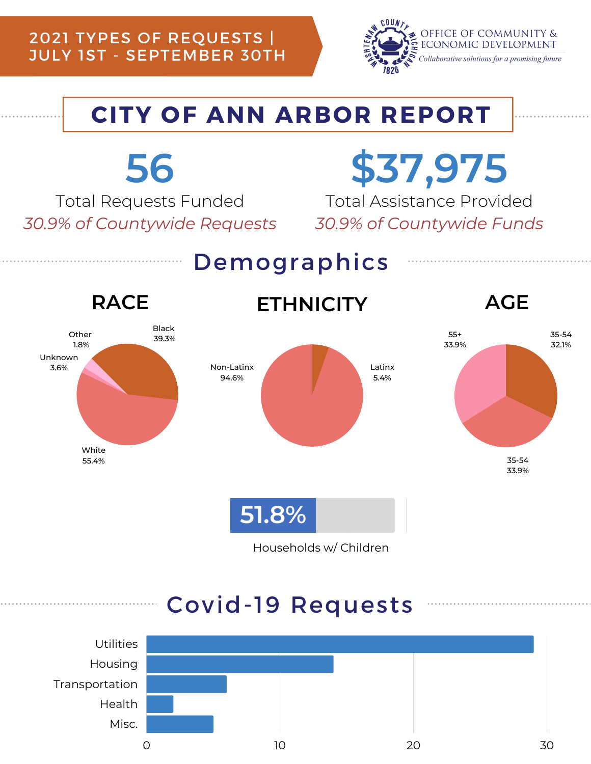# 2021 TYPES OF REQUESTS | JULY 1ST - SEPTEMBER 30TH

OFFICE OF COMMUNITY & ECONOMIC DEVELOPMENT
*Collaborative solutions for a promising future*

## CITY OF ANN ARBOR REPORT

**56**
Total Requests Funded
*30.9% of Countywide Requests*

**$37,975**
Total Assistance Provided
*30.9% of Countywide Funds*

## Demographics

### RACE

| Race | Percent |
|---|---|
| Black | 39.3% |
| White | 55.4% |
| Unknown | 3.6% |
| Other | 1.8% |

### ETHNICITY

| Ethnicity | Percent |
|---|---|
| Non-Latinx | 94.6% |
| Latinx | 5.4% |

### AGE

| Age | Percent |
|---|---|
| 55+ | 33.9% |
| 35-54 | 32.1% |
| 35-54 | 33.9% |

**51.8%**
Households w/ Children

## Covid-19 Requests

| Category | Requests (approx.) |
|---|---|
| Utilities | 29 |
| Housing | 14 |
| Transportation | 6 |
| Health | 2 |
| Misc. | 5 |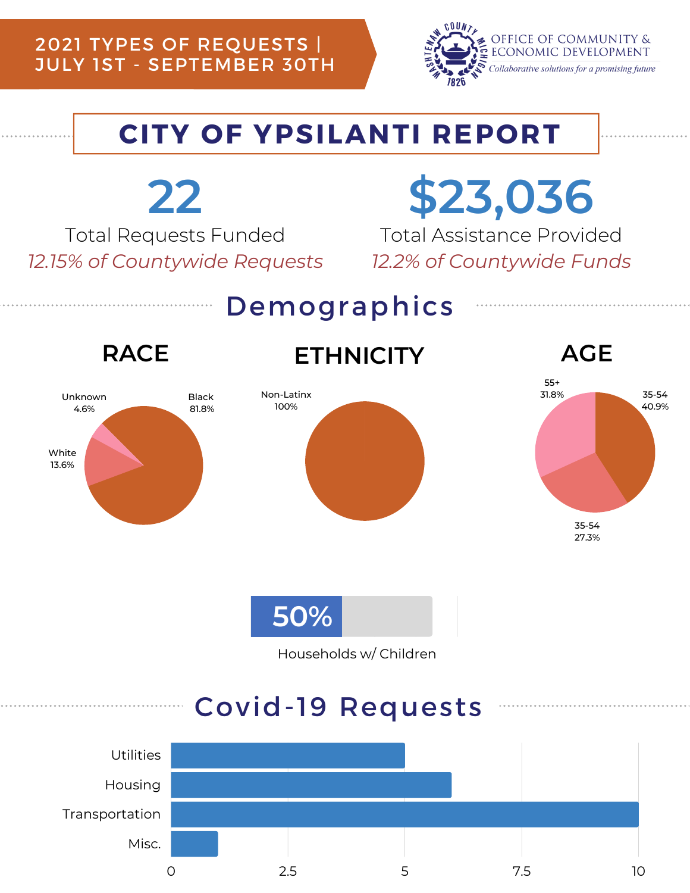# 2021 TYPES OF REQUESTS | JULY 1ST - SEPTEMBER 30TH

OFFICE OF COMMUNITY & ECONOMIC DEVELOPMENT
*Collaborative solutions for a promising future*

## CITY OF YPSILANTI REPORT

**22**
Total Requests Funded
*12.15% of Countywide Requests*

**$23,036**
Total Assistance Provided
*12.2% of Countywide Funds*

## Demographics

### RACE

- Black 81.8%
- White 13.6%
- Unknown 4.6%

### ETHNICITY

- Non-Latinx 100%

### AGE

- 35-54 40.9%
- 35-54 27.3%
- 55+ 31.8%

**50%** Households w/ Children

## Covid-19 Requests

| Request Type | Count |
|---|---|
| Utilities | 5 |
| Housing | 6 |
| Transportation | 10 |
| Misc. | 1 |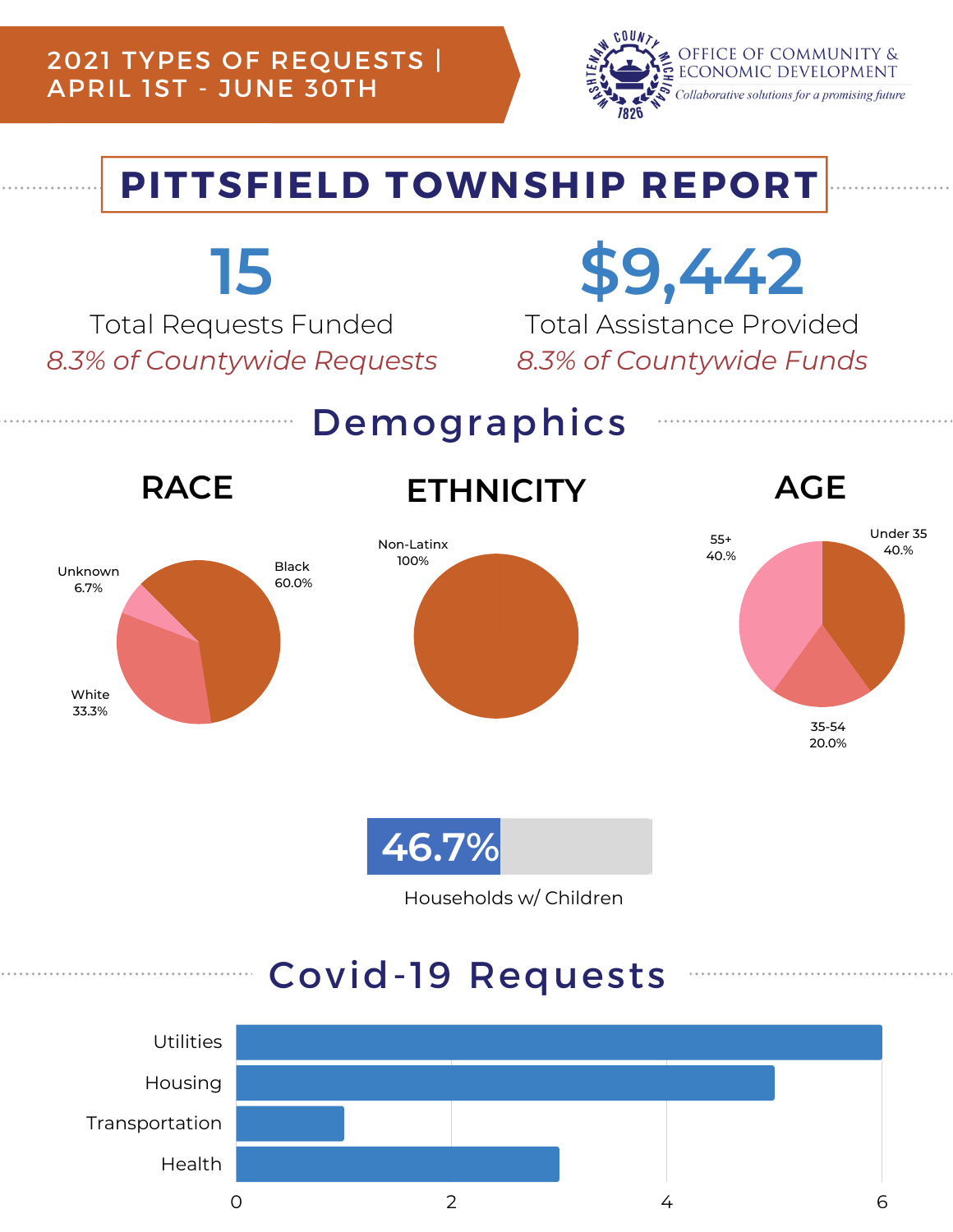2021 TYPES OF REQUESTS | APRIL 1ST - JUNE 30TH

OFFICE OF COMMUNITY & ECONOMIC DEVELOPMENT
*Collaborative solutions for a promising future*

# PITTSFIELD TOWNSHIP REPORT

**15**
Total Requests Funded
*8.3% of Countywide Requests*

**$9,442**
Total Assistance Provided
*8.3% of Countywide Funds*

## Demographics

### RACE

Unknown 6.7%
Black 60.0%
White 33.3%

### ETHNICITY

Non-Latinx 100%

### AGE

55+ 40.%
Under 35 40.%
35-54 20.0%

46.7%
Households w/ Children

## Covid-19 Requests

Utilities
Housing
Transportation
Health

0
2
4
6